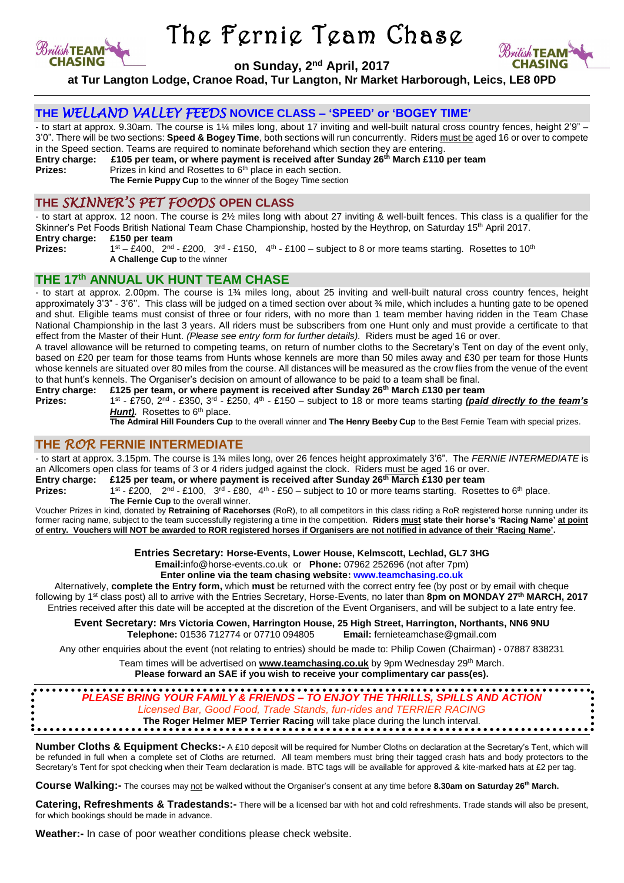# The Fernie Team Chase

**on Sunday, 2nd April, 2017**

**at Tur Langton Lodge, Cranoe Road, Tur Langton, Nr Market Harborough, Leics, LE8 0PD**

## THE *WELLAND VALLEY FEEDS* NOVICE CLASS – 'SPEED' or 'BOGEY TIME'

- to start at approx. 9.30am. The course is 1¼ miles long, about 17 inviting and well-built natural cross country fences, height 2'9" – 3'0". There will be two sections: **Speed & Bogey Time**, both sections will run concurrently. Riders must be aged 16 or over to compete in the Speed section. Teams are required to nominate beforehand which section they are entering.

**Entry charge:** **£105 per team, or where payment is received after Sunday 26th March £110 per team**

**Prizes:** Prizes in kind and Rosettes to 6th place in each section.
**The Fernie Puppy Cup** to the winner of the Bogey Time section

## THE *SKINNER'S PET FOODS* OPEN CLASS

- to start at approx. 12 noon. The course is 2½ miles long with about 27 inviting & well-built fences. This class is a qualifier for the Skinner's Pet Foods British National Team Chase Championship, hosted by the Heythrop, on Saturday 15th April 2017.

**Entry charge:** **£150 per team**

**Prizes:** 1st – £400, 2nd - £200, 3rd - £150, 4th - £100 – subject to 8 or more teams starting. Rosettes to 10th
**A Challenge Cup** to the winner

## THE 17th ANNUAL UK HUNT TEAM CHASE

- to start at approx. 2.00pm. The course is 1¾ miles long, about 25 inviting and well-built natural cross country fences, height approximately 3'3" - 3'6''. This class will be judged on a timed section over about ¾ mile, which includes a hunting gate to be opened and shut. Eligible teams must consist of three or four riders, with no more than 1 team member having ridden in the Team Chase National Championship in the last 3 years. All riders must be subscribers from one Hunt only and must provide a certificate to that effect from the Master of their Hunt. *(Please see entry form for further details)*. Riders must be aged 16 or over.

A travel allowance will be returned to competing teams, on return of number cloths to the Secretary's Tent on day of the event only, based on £20 per team for those teams from Hunts whose kennels are more than 50 miles away and £30 per team for those Hunts whose kennels are situated over 80 miles from the course. All distances will be measured as the crow flies from the venue of the event to that hunt's kennels. The Organiser's decision on amount of allowance to be paid to a team shall be final.

**Entry charge:** **£125 per team, or where payment is received after Sunday 26th March £130 per team**

**Prizes:** 1st - £750, 2nd - £350, 3rd - £250, 4th - £150 – subject to 18 or more teams starting ***(paid directly to the team's Hunt)***. Rosettes to 6th place.
**The Admiral Hill Founders Cup** to the overall winner and **The Henry Beeby Cup** to the Best Fernie Team with special prizes.

## THE *ROR* FERNIE INTERMEDIATE

- to start at approx. 3.15pm. The course is 1¾ miles long, over 26 fences height approximately 3'6". The *FERNIE INTERMEDIATE* is an Allcomers open class for teams of 3 or 4 riders judged against the clock. Riders must be aged 16 or over.

**Entry charge:** **£125 per team, or where payment is received after Sunday 26th March £130 per team**

**Prizes:** 1st - £200, 2nd - £100, 3rd - £80, 4th - £50 – subject to 10 or more teams starting. Rosettes to 6th place.
**The Fernie Cup** to the overall winner.

Voucher Prizes in kind, donated by **Retraining of Racehorses** (RoR), to all competitors in this class riding a RoR registered horse running under its former racing name, subject to the team successfully registering a time in the competition. **Riders must state their horse's 'Racing Name' at point of entry. Vouchers will NOT be awarded to ROR registered horses if Organisers are not notified in advance of their 'Racing Name'.**

**Entries Secretary: Horse-Events, Lower House, Kelmscott, Lechlad, GL7 3HG**
**Email:**info@horse-events.co.uk or **Phone:** 07962 252696 (not after 7pm)
**Enter online via the team chasing website: www.teamchasing.co.uk**

Alternatively, **complete the Entry form,** which **must** be returned with the correct entry fee (by post or by email with cheque following by 1st class post) all to arrive with the Entries Secretary, Horse-Events, no later than **8pm on MONDAY 27th MARCH, 2017**
Entries received after this date will be accepted at the discretion of the Event Organisers, and will be subject to a late entry fee.

**Event Secretary: Mrs Victoria Cowen, Harrington House, 25 High Street, Harrington, Northants, NN6 9NU**
**Telephone:** 01536 712774 or 07710 094805 **Email:** fernieteamchase@gmail.com

Any other enquiries about the event (not relating to entries) should be made to: Philip Cowen (Chairman) - 07887 838231

Team times will be advertised on **www.teamchasing.co.uk** by 9pm Wednesday 29th March.
**Please forward an SAE if you wish to receive your complimentary car pass(es).**

***PLEASE BRING YOUR FAMILY & FRIENDS – TO ENJOY THE THRILLS, SPILLS AND ACTION***
*Licensed Bar, Good Food, Trade Stands, fun-rides and TERRIER RACING*
**The Roger Helmer MEP Terrier Racing** will take place during the lunch interval.

**Number Cloths & Equipment Checks:-** A £10 deposit will be required for Number Cloths on declaration at the Secretary's Tent, which will be refunded in full when a complete set of Cloths are returned. All team members must bring their tagged crash hats and body protectors to the Secretary's Tent for spot checking when their Team declaration is made. BTC tags will be available for approved & kite-marked hats at £2 per tag.

**Course Walking:-** The courses may not be walked without the Organiser's consent at any time before **8.30am on Saturday 26th March.**

**Catering, Refreshments & Tradestands:-** There will be a licensed bar with hot and cold refreshments. Trade stands will also be present, for which bookings should be made in advance.

**Weather:-** In case of poor weather conditions please check website.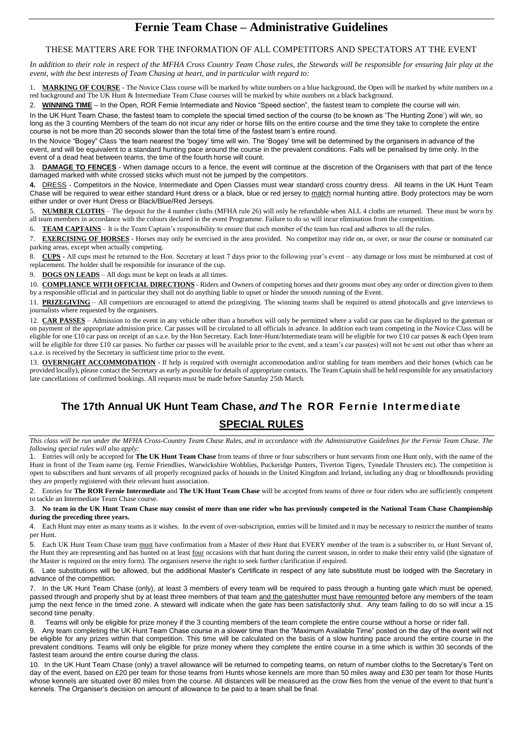# Fernie Team Chase – Administrative Guidelines

THESE MATTERS ARE FOR THE INFORMATION OF ALL COMPETITORS AND SPECTATORS AT THE EVENT

*In addition to their role in respect of the MFHA Cross Country Team Chase rules, the Stewards will be responsible for ensuring fair play at the event, with the best interests of Team Chasing at heart, and in particular with regard to:*

1. **MARKING OF COURSE** - The Novice Class course will be marked by white numbers on a blue background, the Open will be marked by white numbers on a red background and The UK Hunt & Intermediate Team Chase courses will be marked by white numbers on a black background.

2. **WINNING TIME** – In the Open, ROR Fernie Intermediate and Novice "Speed section", the fastest team to complete the course will win.

In the UK Hunt Team Chase, the fastest team to complete the special timed section of the course (to be known as 'The Hunting Zone') will win, so long as the 3 counting Members of the team do not incur any rider or horse fills on the entire course and the time they take to complete the entire course is not be more than 20 seconds slower than the total time of the fastest team's entire round.

In the Novice "Bogey" Class 'the team nearest the 'bogey' time will win. The 'Bogey' time will be determined by the organisers in advance of the event, and will be equivalent to a standard hunting pace around the course in the prevalent conditions. Falls will be penalised by time only. In the event of a dead heat between teams, the time of the fourth horse will count.

3. **DAMAGE TO FENCES** - When damage occurs to a fence, the event will continue at the discretion of the Organisers with that part of the fence damaged marked with white crossed sticks which must not be jumped by the competitors.

4. **DRESS** - Competitors in the Novice, Intermediate and Open Classes must wear standard cross country dress. All teams in the UK Hunt Team Chase will be required to wear either standard Hunt dress or a black, blue or red jersey to match normal hunting attire. Body protectors may be worn either under or over Hunt Dress or Black/Blue/Red Jerseys.

5. **NUMBER CLOTHS** – The deposit for the 4 number cloths (MFHA rule 26) will only be refundable when ALL 4 cloths are returned. These must be worn by all team members in accordance with the colours declared in the event Programme. Failure to do so will incur elimination from the competition.

6. **TEAM CAPTAINS** – It is the Team Captain's responsibility to ensure that each member of the team has read and adheres to all the rules.

7. **EXERCISING OF HORSES** - Horses may only be exercised in the area provided. No competitor may ride on, or over, or near the course or nominated car parking areas, except when actually competing.

8. **CUPS** - All cups must be returned to the Hon. Secretary at least 7 days prior to the following year's event – any damage or loss must be reimbursed at cost of replacement. The holder shall be responsible for insurance of the cup.

9. **DOGS ON LEADS** – All dogs must be kept on leads at all times.

10. **COMPLIANCE WITH OFFICIAL DIRECTIONS** - Riders and Owners of competing horses and their grooms must obey any order or direction given to them by a responsible official and in particular they shall not do anything liable to upset or hinder the smooth running of the Event.

11. **PRIZEGIVING** – All competitors are encouraged to attend the prizegiving. The winning teams shall be required to attend photocalls and give interviews to journalists where requested by the organisers.

12. **CAR PASSES** – Admission to the event in any vehicle other than a horsebox will only be permitted where a valid car pass can be displayed to the gateman or on payment of the appropriate admission price. Car passes will be circulated to all officials in advance. In addition each team competing in the Novice Class will be eligible for one £10 car pass on receipt of an s.a.e. by the Hon Secretary. Each Inter-Hunt/Intermediate team will be eligible for two £10 car passes & each Open team will be eligible for three £10 car passes. No further car passes will be available prior to the event, and a team's car pass(es) will not be sent out other than where an s.a.e. is received by the Secretary in sufficient time prior to the event.

13. **OVERNIGHT ACCOMMODATION** - If help is required with overnight accommodation and/or stabling for team members and their horses (which can be provided locally), please contact the Secretary as early as possible for details of appropriate contacts. The Team Captain shall be held responsible for any unsatisfactory late cancellations of confirmed bookings. All requests must be made before Saturday 25th March.

## The 17th Annual UK Hunt Team Chase, *and* The ROR Fernie Intermediate

## SPECIAL RULES

*This class will be run under the MFHA Cross-Country Team Chase Rules, and in accordance with the Administrative Guidelines for the Fernie Team Chase. The following special rules will also apply:*

1. Entries will only be accepted for **The UK Hunt Team Chase** from teams of three or four subscribers or hunt servants from one Hunt only, with the name of the Hunt in front of the Team name (eg. Fernie Friendlies, Warwickshire Wobblies, Puckeridge Punters, Tiverton Tigers, Tynedale Thrusters etc). The competition is open to subscribers and hunt servants of all properly recognized packs of hounds in the United Kingdom and Ireland, including any drag or bloodhounds providing they are properly registered with their relevant hunt association.

2. Entries for **The ROR Fernie Intermediate** and **The UK Hunt Team Chase** will be accepted from teams of three or four riders who are sufficiently competent to tackle an Intermediate Team Chase course.

3. **No team in the UK Hunt Team Chase may consist of more than one rider who has previously competed in the National Team Chase Championship during the preceding three years.**

4. Each Hunt may enter as many teams as it wishes. In the event of over-subscription, entries will be limited and it may be necessary to restrict the number of teams per Hunt.

5. Each UK Hunt Team Chase team must have confirmation from a Master of their Hunt that EVERY member of the team is a subscriber to, or Hunt Servant of, the Hunt they are representing and has hunted on at least four occasions with that hunt during the current season, in order to make their entry valid (the signature of the Master is required on the entry form). The organisers reserve the right to seek further clarification if required.

6. Late substitutions will be allowed, but the additional Master's Certificate in respect of any late substitute must be lodged with the Secretary in advance of the competition.

7. In the UK Hunt Team Chase (only), at least 3 members of every team will be required to pass through a hunting gate which must be opened, passed through and properly shut by at least three members of that team and the gateshutter must have remounted before any members of the team jump the next fence in the timed zone. A steward will indicate when the gate has been satisfactorily shut. Any team failing to do so will incur a 15 second time penalty.

8. Teams will only be eligible for prize money if the 3 counting members of the team complete the entire course without a horse or rider fall.

9. Any team completing the UK Hunt Team Chase course in a slower time than the "Maximum Available Time" posted on the day of the event will not be eligible for any prizes within that competition. This time will be calculated on the basis of a slow hunting pace around the entire course in the prevalent conditions. Teams will only be eligible for prize money where they complete the entire course in a time which is within 30 seconds of the fastest team around the entire course during the class.

10. In the UK Hunt Team Chase (only) a travel allowance will be returned to competing teams, on return of number cloths to the Secretary's Tent on day of the event, based on £20 per team for those teams from Hunts whose kennels are more than 50 miles away and £30 per team for those Hunts whose kennels are situated over 80 miles from the course. All distances will be measured as the crow flies from the venue of the event to that hunt's kennels. The Organiser's decision on amount of allowance to be paid to a team shall be final.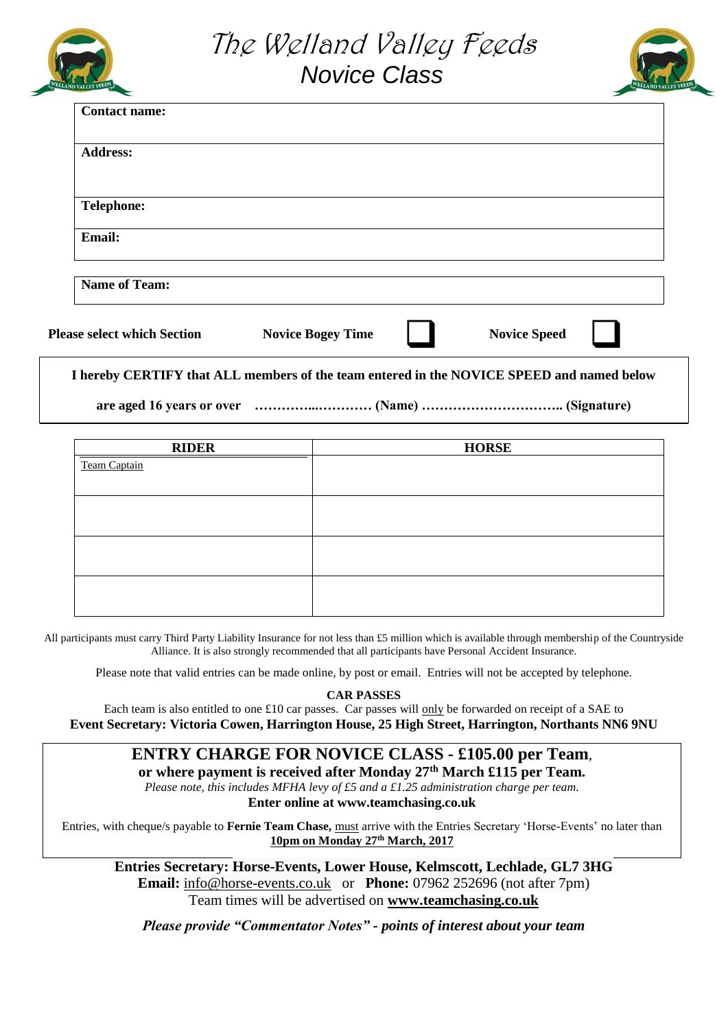# The Welland Valley Feeds
## Novice Class

| | |
|---|---|
| **Contact name:** | |
| **Address:** | |
| **Telephone:** | |
| **Email:** | |

| | |
|---|---|
| **Name of Team:** | |

**Please select which Section** **Novice Bogey Time** ☐ **Novice Speed** ☐

**I hereby CERTIFY that ALL members of the team entered in the NOVICE SPEED and named below are aged 16 years or over …………..………… (Name) ………………………….. (Signature)**

| RIDER | HORSE |
|---|---|
| Team Captain | |
| | |
| | |
| | |

All participants must carry Third Party Liability Insurance for not less than £5 million which is available through membership of the Countryside Alliance. It is also strongly recommended that all participants have Personal Accident Insurance.

Please note that valid entries can be made online, by post or email. Entries will not be accepted by telephone.

**CAR PASSES**

Each team is also entitled to one £10 car passes. Car passes will only be forwarded on receipt of a SAE to
**Event Secretary: Victoria Cowen, Harrington House, 25 High Street, Harrington, Northants NN6 9NU**

**ENTRY CHARGE FOR NOVICE CLASS - £105.00 per Team**,
**or where payment is received after Monday 27th March £115 per Team.**
*Please note, this includes MFHA levy of £5 and a £1.25 administration charge per team.*
**Enter online at www.teamchasing.co.uk**

Entries, with cheque/s payable to **Fernie Team Chase,** must arrive with the Entries Secretary 'Horse-Events' no later than **10pm on Monday 27th March, 2017**

**Entries Secretary: Horse-Events, Lower House, Kelmscott, Lechlade, GL7 3HG**
**Email:** info@horse-events.co.uk or **Phone:** 07962 252696 (not after 7pm)
Team times will be advertised on **www.teamchasing.co.uk**

***Please provide "Commentator Notes" - points of interest about your team***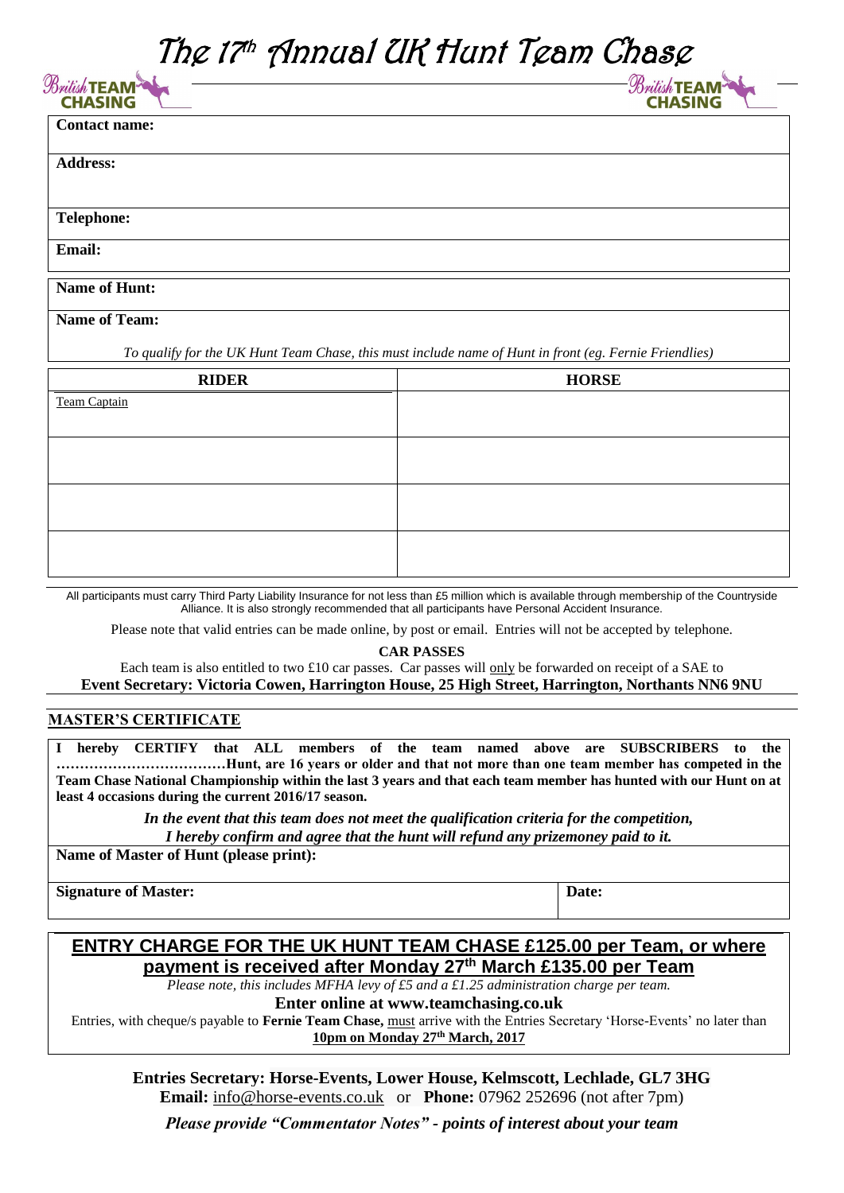# The 17th Annual UK Hunt Team Chase

| **Contact name:** |
|---|
| **Address:** |
| **Telephone:** |
| **Email:** |

| **Name of Hunt:** |
|---|
| **Name of Team:** |

*To qualify for the UK Hunt Team Chase, this must include name of Hunt in front (eg. Fernie Friendlies)*

| RIDER | HORSE |
|---|---|
| Team Captain | |
| | |
| | |
| | |

All participants must carry Third Party Liability Insurance for not less than £5 million which is available through membership of the Countryside Alliance. It is also strongly recommended that all participants have Personal Accident Insurance.

Please note that valid entries can be made online, by post or email. Entries will not be accepted by telephone.

**CAR PASSES**

Each team is also entitled to two £10 car passes. Car passes will only be forwarded on receipt of a SAE to **Event Secretary: Victoria Cowen, Harrington House, 25 High Street, Harrington, Northants NN6 9NU**

## MASTER'S CERTIFICATE

**I hereby CERTIFY that ALL members of the team named above are SUBSCRIBERS to the ………………………………Hunt, are 16 years or older and that not more than one team member has competed in the Team Chase National Championship within the last 3 years and that each team member has hunted with our Hunt on at least 4 occasions during the current 2016/17 season.**

***In the event that this team does not meet the qualification criteria for the competition, I hereby confirm and agree that the hunt will refund any prizemoney paid to it.***

| **Name of Master of Hunt (please print):** | |
|---|---|
| **Signature of Master:** | **Date:** |

## ENTRY CHARGE FOR THE UK HUNT TEAM CHASE £125.00 per Team, or where payment is received after Monday 27th March £135.00 per Team

*Please note, this includes MFHA levy of £5 and a £1.25 administration charge per team.*

**Enter online at www.teamchasing.co.uk**

Entries, with cheque/s payable to **Fernie Team Chase,** must arrive with the Entries Secretary 'Horse-Events' no later than **10pm on Monday 27th March, 2017**

**Entries Secretary: Horse-Events, Lower House, Kelmscott, Lechlade, GL7 3HG**
**Email:** info@horse-events.co.uk or **Phone:** 07962 252696 (not after 7pm)

***Please provide "Commentator Notes" - points of interest about your team***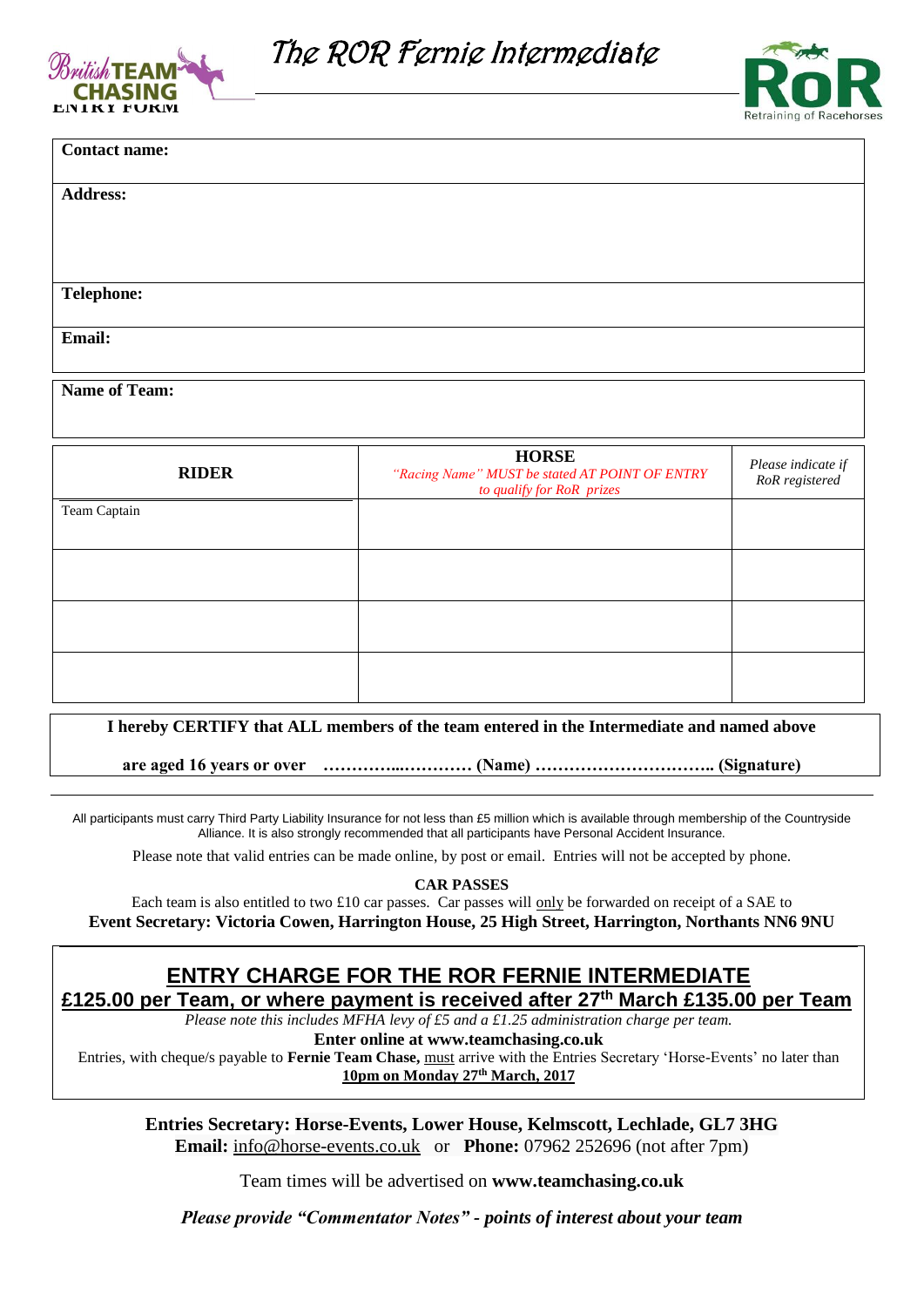# The ROR Fernie Intermediate

**ENTRY FORM**

| **Contact name:** |
|---|
| **Address:** |
| **Telephone:** |
| **Email:** |

| **Name of Team:** |
|---|

| **RIDER** | **HORSE** *"Racing Name" MUST be stated AT POINT OF ENTRY to qualify for RoR prizes* | *Please indicate if RoR registered* |
|---|---|---|
| Team Captain | | |
| | | |
| | | |
| | | |

**I hereby CERTIFY that ALL members of the team entered in the Intermediate and named above**

**are aged 16 years or over ……………..………… (Name) ………………………….. (Signature)**

All participants must carry Third Party Liability Insurance for not less than £5 million which is available through membership of the Countryside Alliance. It is also strongly recommended that all participants have Personal Accident Insurance.

Please note that valid entries can be made online, by post or email. Entries will not be accepted by phone.

**CAR PASSES**

Each team is also entitled to two £10 car passes. Car passes will only be forwarded on receipt of a SAE to **Event Secretary: Victoria Cowen, Harrington House, 25 High Street, Harrington, Northants NN6 9NU**

## ENTRY CHARGE FOR THE ROR FERNIE INTERMEDIATE

**£125.00 per Team, or where payment is received after 27th March £135.00 per Team**

*Please note this includes MFHA levy of £5 and a £1.25 administration charge per team.*

**Enter online at www.teamchasing.co.uk**

Entries, with cheque/s payable to **Fernie Team Chase,** must arrive with the Entries Secretary 'Horse-Events' no later than **10pm on Monday 27th March, 2017**

**Entries Secretary: Horse-Events, Lower House, Kelmscott, Lechlade, GL7 3HG**
**Email:** info@horse-events.co.uk or **Phone:** 07962 252696 (not after 7pm)

Team times will be advertised on **www.teamchasing.co.uk**

***Please provide "Commentator Notes" - points of interest about your team***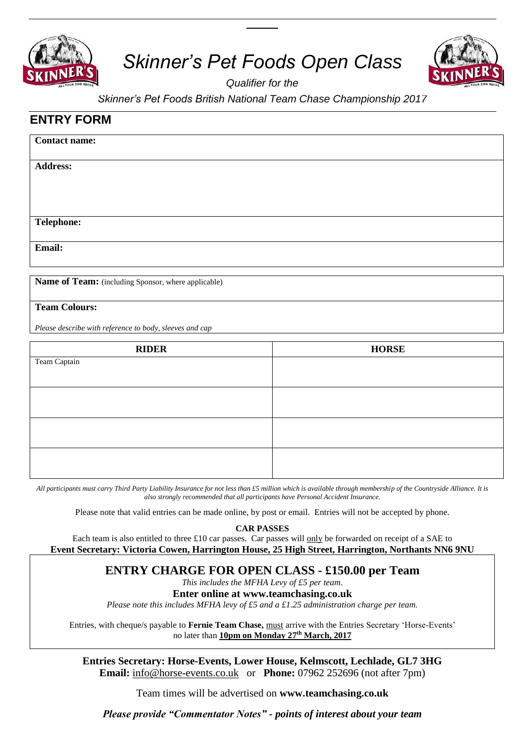# *Skinner's Pet Foods Open Class*

*Qualifier for the*

*Skinner's Pet Foods British National Team Chase Championship 2017*

## ENTRY FORM

| **Contact name:** |
|---|
| **Address:** |
| **Telephone:** |
| **Email:** |

| **Name of Team:** (including Sponsor, where applicable) |
|---|
| **Team Colours:** *Please describe with reference to body, sleeves and cap* |

| RIDER | HORSE |
|---|---|
| Team Captain | |
| | |
| | |
| | |

*All participants must carry Third Party Liability Insurance for not less than £5 million which is available through membership of the Countryside Alliance. It is also strongly recommended that all participants have Personal Accident Insurance.*

Please note that valid entries can be made online, by post or email. Entries will not be accepted by phone.

**CAR PASSES**

Each team is also entitled to three £10 car passes. Car passes will only be forwarded on receipt of a SAE to
**Event Secretary: Victoria Cowen, Harrington House, 25 High Street, Harrington, Northants NN6 9NU**

## ENTRY CHARGE FOR OPEN CLASS - £150.00 per Team

*This includes the MFHA Levy of £5 per team.*

**Enter online at www.teamchasing.co.uk**

*Please note this includes MFHA levy of £5 and a £1.25 administration charge per team.*

Entries, with cheque/s payable to **Fernie Team Chase,** must arrive with the Entries Secretary 'Horse-Events' no later than **10pm on Monday 27th March, 2017**

**Entries Secretary: Horse-Events, Lower House, Kelmscott, Lechlade, GL7 3HG**
**Email:** info@horse-events.co.uk or **Phone:** 07962 252696 (not after 7pm)

Team times will be advertised on **www.teamchasing.co.uk**

***Please provide "Commentator Notes" - points of interest about your team***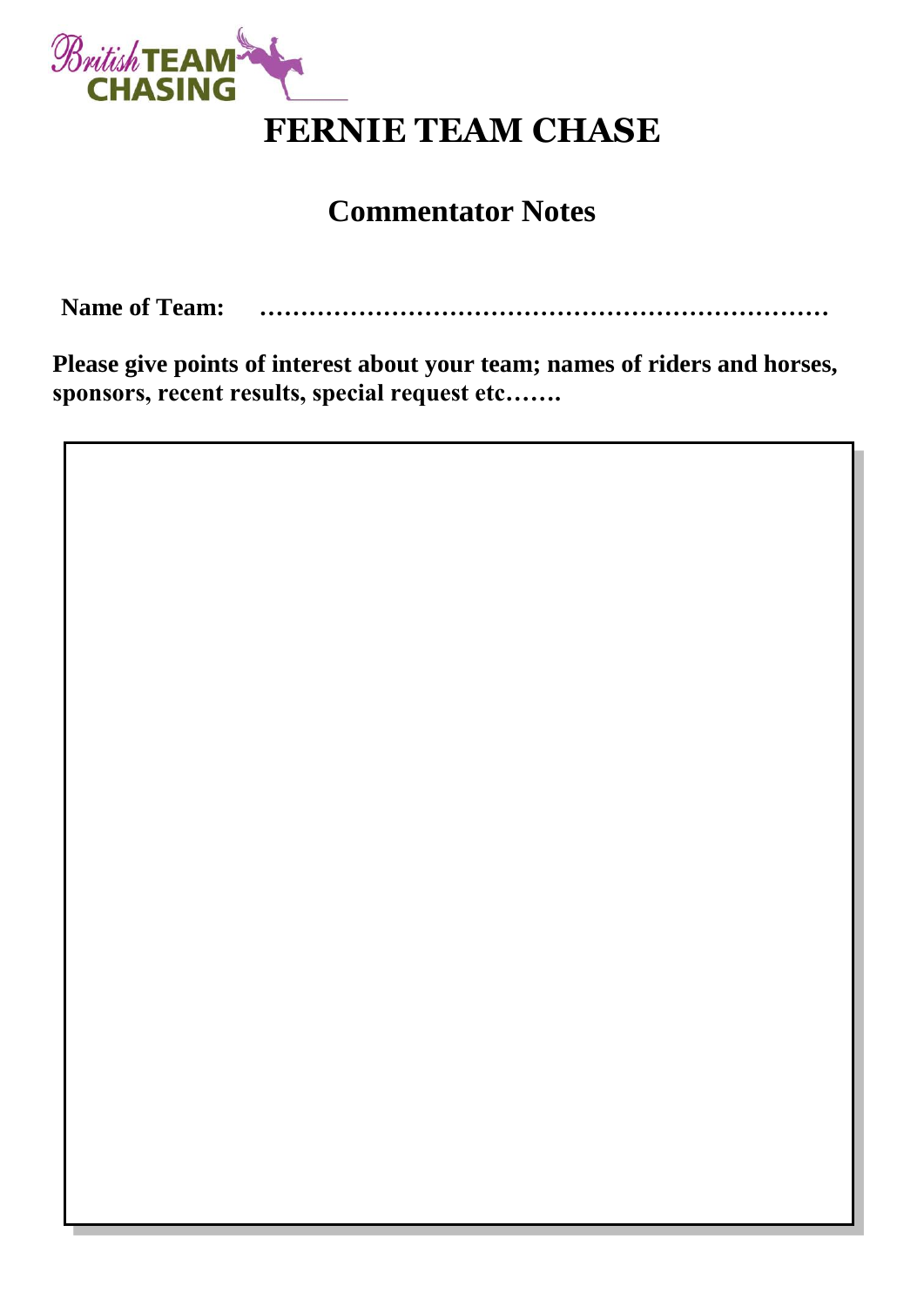British TEAM CHASING

# FERNIE TEAM CHASE

## Commentator Notes

**Name of Team:** ……………………………………………………………

**Please give points of interest about your team; names of riders and horses, sponsors, recent results, special request etc…….**